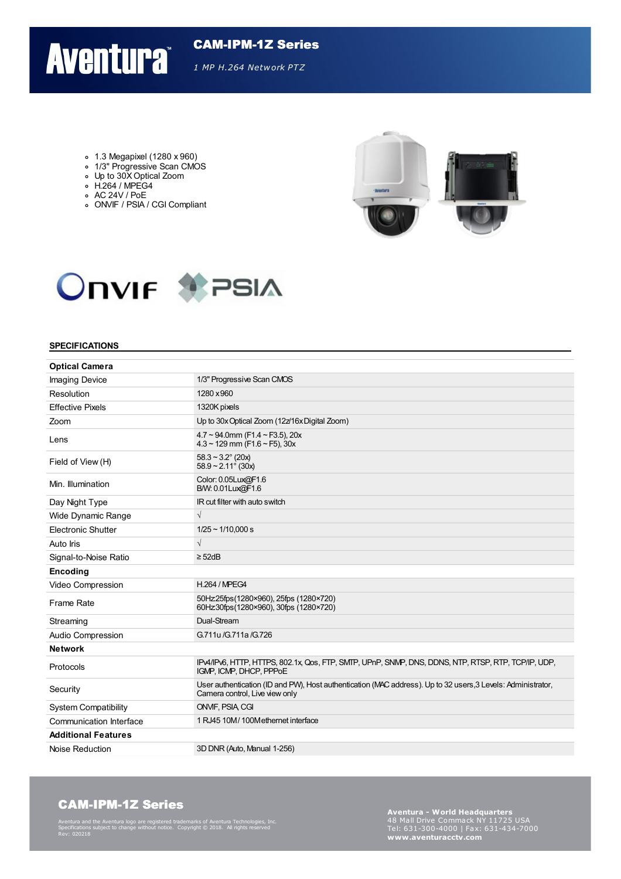# CAM-IPM-1Z Series

*1 MP H.264 Network PTZ*

- 1.3 Megapixel (1280 x 960)
- 1/3" Progressive Scan CMOS
- Up to 30X Optical Zoom
- H.264 / MPEG4
- AC 24V / PoE
- ONVIF / PSIA / CGI Compliant

## SPECIFICATIONS

| **Optical Camera** | |
|---|---|
| Imaging Device | 1/3" Progressive Scan CMOS |
| Resolution | 1280 x 960 |
| Effective Pixels | 1320K pixels |
| Zoom | Up to 30x Optical Zoom (12x/16x Digital Zoom) |
| Lens | 4.7 ~ 94.0mm (F1.4 ~ F3.5), 20x<br>4.3 ~ 129 mm (F1.6 ~ F5), 30x |
| Field of View (H) | 58.3 ~ 3.2° (20x)<br>58.9 ~ 2.11° (30x) |
| Min. Illumination | Color: 0.05Lux@F1.6<br>B/W: 0.01Lux@F1.6 |
| Day Night Type | IR cut filter with auto switch |
| Wide Dynamic Range | √ |
| Electronic Shutter | 1/25 ~ 1/10,000 s |
| Auto Iris | √ |
| Signal-to-Noise Ratio | ≥ 52dB |
| **Encoding** | |
| Video Compression | H.264 / MPEG4 |
| Frame Rate | 50Hz:25fps(1280×960), 25fps (1280×720)<br>60Hz:30fps(1280×960), 30fps (1280×720) |
| Streaming | Dual-Stream |
| Audio Compression | G.711u /G.711a /G.726 |
| **Network** | |
| Protocols | IPv4/IPv6, HTTP, HTTPS, 802.1x, Qos, FTP, SMTP, UPnP, SNMP, DNS, DDNS, NTP, RTSP, RTP, TCP/IP, UDP, IGMP, ICMP, DHCP, PPPoE |
| Security | User authentication (ID and PW), Host authentication (MAC address). Up to 32 users,3 Levels: Administrator, Camera control, Live view only |
| System Compatibility | ONVIF, PSIA, CGI |
| Communication Interface | 1 RJ45 10M / 100M ethernet interface |
| **Additional Features** | |
| Noise Reduction | 3D DNR (Auto, Manual 1-256) |

**CAM-IPM-1Z Series**

Aventura and the Aventura logo are registered trademarks of Aventura Technologies, Inc.
Specifications subject to change without notice. Copyright © 2018. All rights reserved
Rev: 020218

**Aventura - World Headquarters**
48 Mall Drive Commack NY 11725 USA
Tel: 631-300-4000 | Fax: 631-434-7000
**www.aventuracctv.com**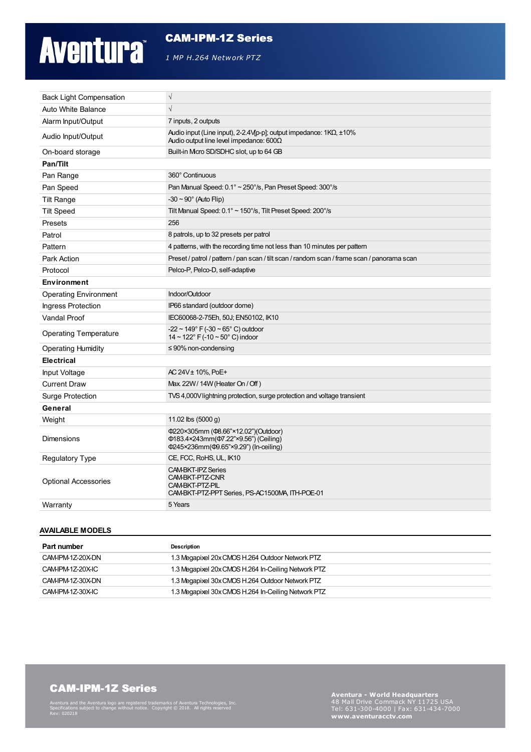# CAM-IPM-1Z Series

*1 MP H.264 Network PTZ*

| | |
|---|---|
| Back Light Compensation | √ |
| Auto White Balance | √ |
| Alarm Input/Output | 7 inputs, 2 outputs |
| Audio Input/Output | Audio input (Line input), 2-2.4V[p-p]; output impedance: 1KΩ, ±10%<br>Audio output line level impedance: 600Ω |
| On-board storage | Built-in Micro SD/SDHC slot, up to 64 GB |
| **Pan/Tilt** | |
| Pan Range | 360° Continuous |
| Pan Speed | Pan Manual Speed: 0.1° ~ 250°/s, Pan Preset Speed: 300°/s |
| Tilt Range | -30 ~ 90° (Auto Flip) |
| Tilt Speed | Tilt Manual Speed: 0.1° ~ 150°/s, Tilt Preset Speed: 200°/s |
| Presets | 256 |
| Patrol | 8 patrols, up to 32 presets per patrol |
| Pattern | 4 patterns, with the recording time not less than 10 minutes per pattern |
| Park Action | Preset / patrol / pattern / pan scan / tilt scan / random scan / frame scan / panorama scan |
| Protocol | Pelco-P, Pelco-D, self-adaptive |
| **Environment** | |
| Operating Environment | Indoor/Outdoor |
| Ingress Protection | IP66 standard (outdoor dome) |
| Vandal Proof | IEC60068-2-75Eh, 50J; EN50102, IK10 |
| Operating Temperature | -22 ~ 149° F (-30 ~ 65° C) outdoor<br>14 ~ 122° F (-10 ~ 50° C) indoor |
| Operating Humidity | ≤ 90% non-condensing |
| **Electrical** | |
| Input Voltage | AC 24V± 10%, PoE+ |
| Current Draw | Max. 22W / 14W (Heater On / Off ) |
| Surge Protection | TVS 4,000V lightning protection, surge protection and voltage transient |
| **General** | |
| Weight | 11.02 lbs (5000 g) |
| Dimensions | Φ220×305mm (Φ8.66"×12.02")(Outdoor)<br>Φ183.4×243mm(Φ7.22"×9.56") (Ceiling)<br>Φ245×236mm(Φ9.65"×9.29") (In-ceiling) |
| Regulatory Type | CE, FCC, RoHS, UL, IK10 |
| Optional Accessories | CAM-BKT-IPZ Series<br>CAM-BKT-PTZ-CNR<br>CAM-BKT-PTZ-PIL<br>CAM-BKT-PTZ-PPT Series, PS-AC1500MA, ITH-POE-01 |
| Warranty | 5 Years |

## AVAILABLE MODELS

| Part number | Description |
|---|---|
| CAM-IPM-1Z-20X-DN | 1.3 Megapixel 20x CMOS H.264 Outdoor Network PTZ |
| CAM-IPM-1Z-20X-IC | 1.3 Megapixel 20x CMOS H.264 In-Ceiling Network PTZ |
| CAM-IPM-1Z-30X-DN | 1.3 Megapixel 30x CMOS H.264 Outdoor Network PTZ |
| CAM-IPM-1Z-30X-IC | 1.3 Megapixel 30x CMOS H.264 In-Ceiling Network PTZ |

**CAM-IPM-1Z Series**

Aventura and the Aventura logo are registered trademarks of Aventura Technologies, Inc.
Specifications subject to change without notice. Copyright © 2018. All rights reserved
Rev: 020218

**Aventura - World Headquarters**
48 Mall Drive Commack NY 11725 USA
Tel: 631-300-4000 | Fax: 631-434-7000
**www.aventuracctv.com**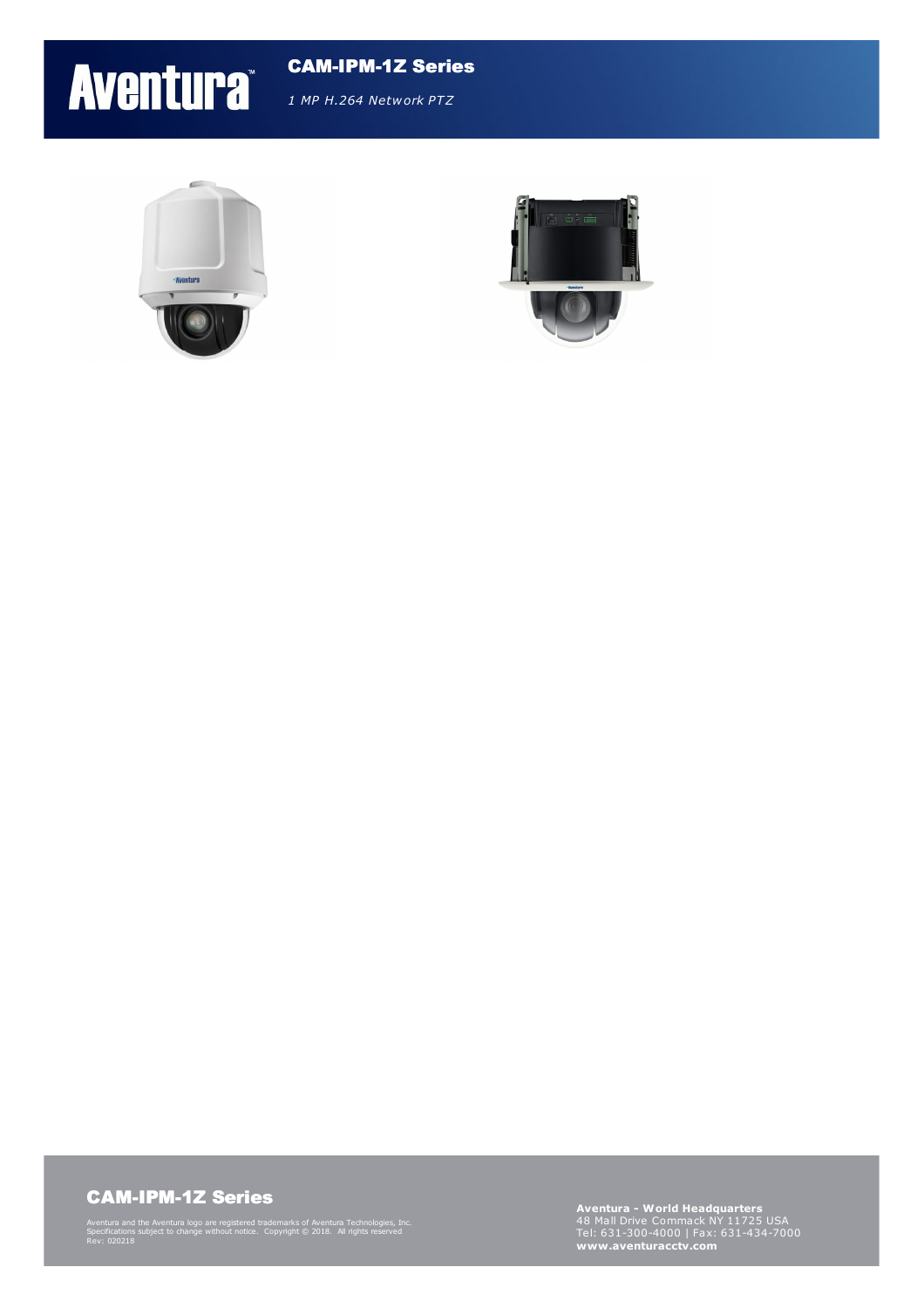# CAM-IPM-1Z Series

*1 MP H.264 Network PTZ*

## CAM-IPM-1Z Series

Aventura and the Aventura logo are registered trademarks of Aventura Technologies, Inc.
Specifications subject to change without notice. Copyright © 2018. All rights reserved
Rev: 020218

**Aventura - World Headquarters**
48 Mall Drive Commack NY 11725 USA
Tel: 631-300-4000 | Fax: 631-434-7000
**www.aventuracctv.com**